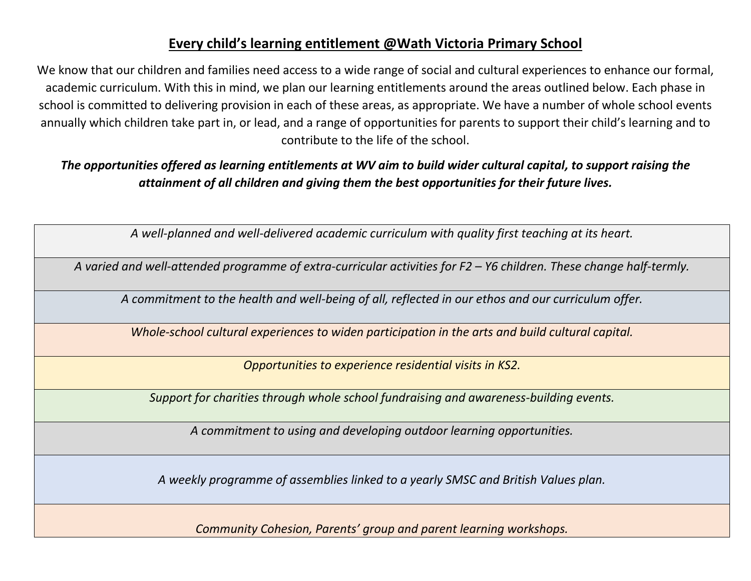# Every child's learning entitlement @Wath Victoria Primary School

We know that our children and families need access to a wide range of social and cultural experiences to enhance our formal, academic curriculum. With this in mind, we plan our learning entitlements around the areas outlined below. Each phase in school is committed to delivering provision in each of these areas, as appropriate. We have a number of whole school events annually which children take part in, or lead, and a range of opportunities for parents to support their child's learning and to contribute to the life of the school.

***The opportunities offered as learning entitlements at WV aim to build wider cultural capital, to support raising the attainment of all children and giving them the best opportunities for their future lives.***

| *A well-planned and well-delivered academic curriculum with quality first teaching at its heart.* |
|---|
| *A varied and well-attended programme of extra-curricular activities for F2 – Y6 children. These change half-termly.* |
| *A commitment to the health and well-being of all, reflected in our ethos and our curriculum offer.* |
| *Whole-school cultural experiences to widen participation in the arts and build cultural capital.* |
| *Opportunities to experience residential visits in KS2.* |
| *Support for charities through whole school fundraising and awareness-building events.* |
| *A commitment to using and developing outdoor learning opportunities.* |
| *A weekly programme of assemblies linked to a yearly SMSC and British Values plan.* |
| *Community Cohesion, Parents' group and parent learning workshops.* |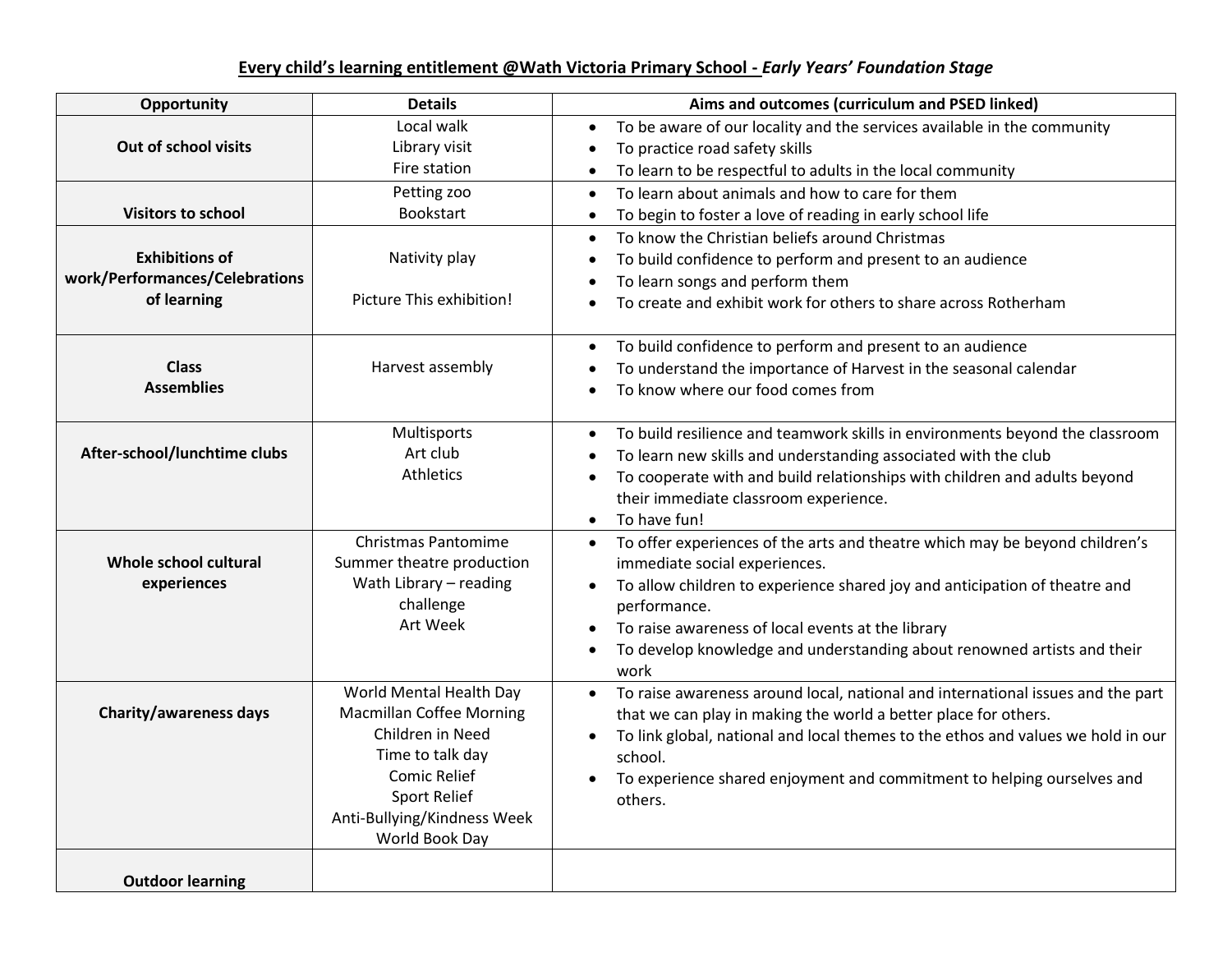## Every child's learning entitlement @Wath Victoria Primary School - *Early Years' Foundation Stage*

| Opportunity | Details | Aims and outcomes (curriculum and PSED linked) |
|---|---|---|
| **Out of school visits** | Local walk<br>Library visit<br>Fire station | • To be aware of our locality and the services available in the community<br>• To practice road safety skills<br>• To learn to be respectful to adults in the local community |
| **Visitors to school** | Petting zoo<br>Bookstart | • To learn about animals and how to care for them<br>• To begin to foster a love of reading in early school life |
| **Exhibitions of work/Performances/Celebrations of learning** | Nativity play<br><br>Picture This exhibition! | • To know the Christian beliefs around Christmas<br>• To build confidence to perform and present to an audience<br>• To learn songs and perform them<br>• To create and exhibit work for others to share across Rotherham |
| **Class Assemblies** | Harvest assembly | • To build confidence to perform and present to an audience<br>• To understand the importance of Harvest in the seasonal calendar<br>• To know where our food comes from |
| **After-school/lunchtime clubs** | Multisports<br>Art club<br>Athletics | • To build resilience and teamwork skills in environments beyond the classroom<br>• To learn new skills and understanding associated with the club<br>• To cooperate with and build relationships with children and adults beyond their immediate classroom experience.<br>• To have fun! |
| **Whole school cultural experiences** | Christmas Pantomime<br>Summer theatre production<br>Wath Library – reading challenge<br>Art Week | • To offer experiences of the arts and theatre which may be beyond children's immediate social experiences.<br>• To allow children to experience shared joy and anticipation of theatre and performance.<br>• To raise awareness of local events at the library<br>• To develop knowledge and understanding about renowned artists and their work |
| **Charity/awareness days** | World Mental Health Day<br>Macmillan Coffee Morning<br>Children in Need<br>Time to talk day<br>Comic Relief<br>Sport Relief<br>Anti-Bullying/Kindness Week<br>World Book Day | • To raise awareness around local, national and international issues and the part that we can play in making the world a better place for others.<br>• To link global, national and local themes to the ethos and values we hold in our school.<br>• To experience shared enjoyment and commitment to helping ourselves and others. |
| **Outdoor learning** | | |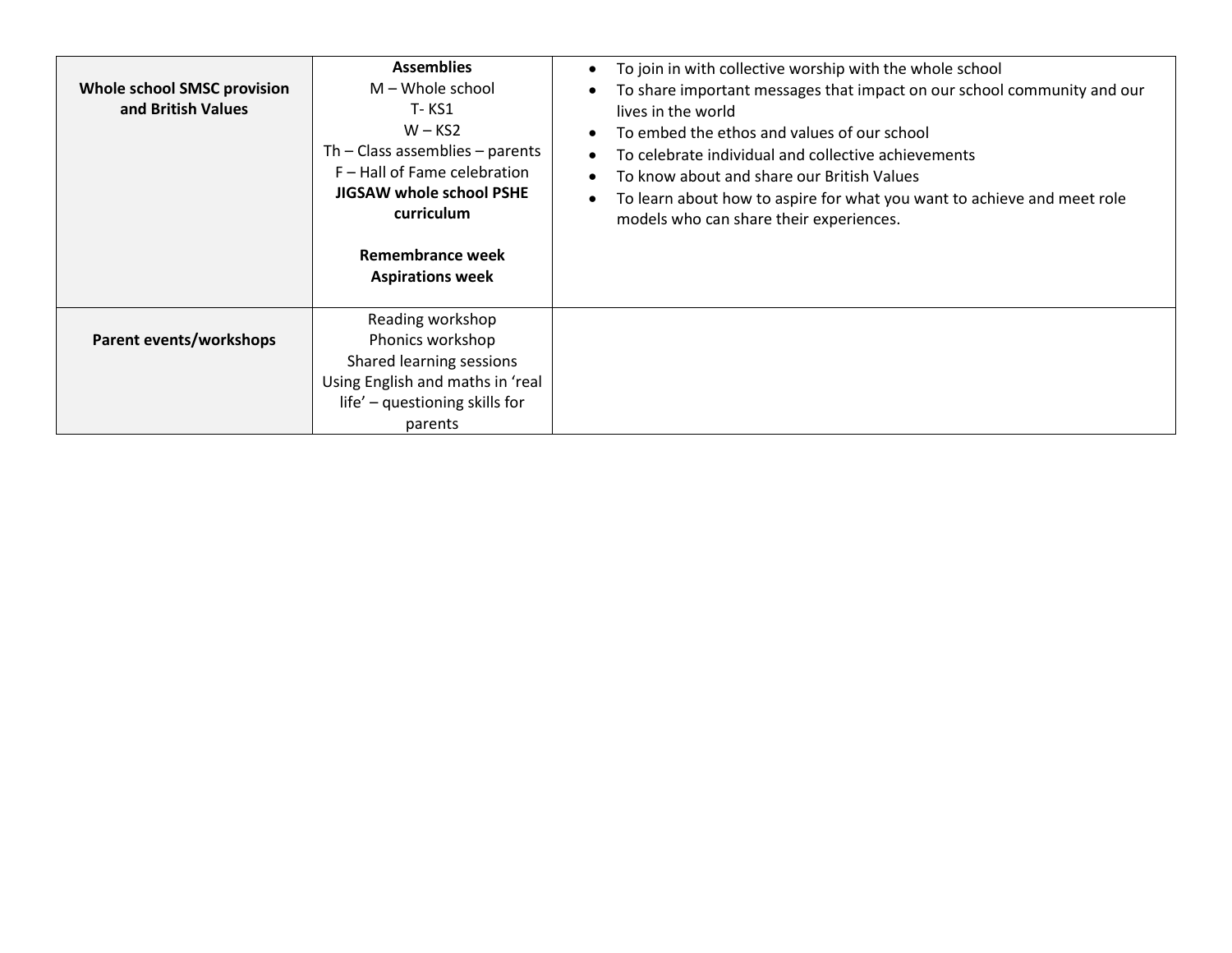| | | |
|---|---|---|
| **Whole school SMSC provision and British Values** | **Assemblies**<br>M – Whole school<br>T- KS1<br>W – KS2<br>Th – Class assemblies – parents<br>F – Hall of Fame celebration<br>**JIGSAW whole school PSHE curriculum**<br><br>**Remembrance week**<br>**Aspirations week** | • To join in with collective worship with the whole school<br>• To share important messages that impact on our school community and our lives in the world<br>• To embed the ethos and values of our school<br>• To celebrate individual and collective achievements<br>• To know about and share our British Values<br>• To learn about how to aspire for what you want to achieve and meet role models who can share their experiences. |
| **Parent events/workshops** | Reading workshop<br>Phonics workshop<br>Shared learning sessions<br>Using English and maths in 'real life' – questioning skills for parents | |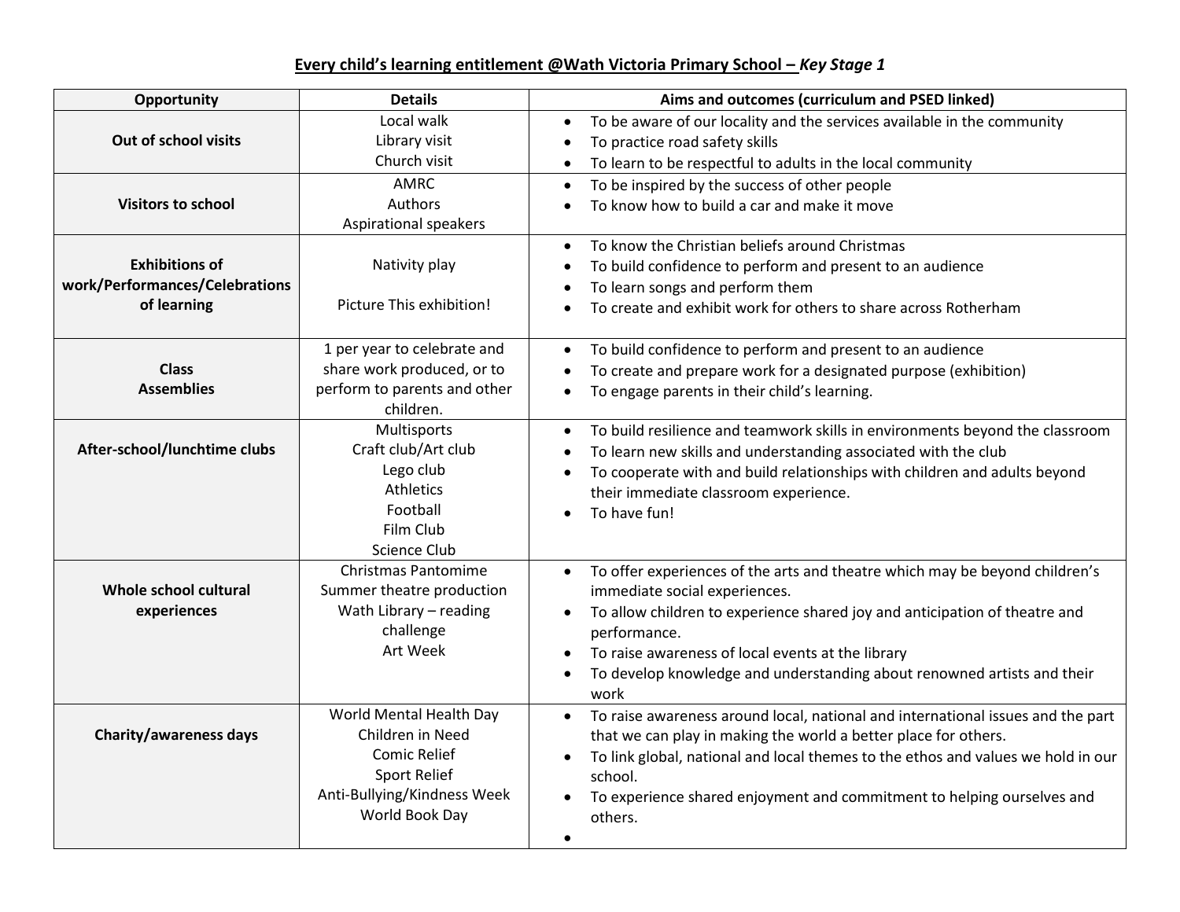## Every child's learning entitlement @Wath Victoria Primary School – *Key Stage 1*

| Opportunity | Details | Aims and outcomes (curriculum and PSED linked) |
|---|---|---|
| **Out of school visits** | Local walk<br>Library visit<br>Church visit | • To be aware of our locality and the services available in the community<br>• To practice road safety skills<br>• To learn to be respectful to adults in the local community |
| **Visitors to school** | AMRC<br>Authors<br>Aspirational speakers | • To be inspired by the success of other people<br>• To know how to build a car and make it move |
| **Exhibitions of work/Performances/Celebrations of learning** | Nativity play<br><br>Picture This exhibition! | • To know the Christian beliefs around Christmas<br>• To build confidence to perform and present to an audience<br>• To learn songs and perform them<br>• To create and exhibit work for others to share across Rotherham |
| **Class Assemblies** | 1 per year to celebrate and share work produced, or to perform to parents and other children. | • To build confidence to perform and present to an audience<br>• To create and prepare work for a designated purpose (exhibition)<br>• To engage parents in their child's learning. |
| **After-school/lunchtime clubs** | Multisports<br>Craft club/Art club<br>Lego club<br>Athletics<br>Football<br>Film Club<br>Science Club | • To build resilience and teamwork skills in environments beyond the classroom<br>• To learn new skills and understanding associated with the club<br>• To cooperate with and build relationships with children and adults beyond their immediate classroom experience.<br>• To have fun! |
| **Whole school cultural experiences** | Christmas Pantomime<br>Summer theatre production<br>Wath Library – reading challenge<br>Art Week | • To offer experiences of the arts and theatre which may be beyond children's immediate social experiences.<br>• To allow children to experience shared joy and anticipation of theatre and performance.<br>• To raise awareness of local events at the library<br>• To develop knowledge and understanding about renowned artists and their work |
| **Charity/awareness days** | World Mental Health Day<br>Children in Need<br>Comic Relief<br>Sport Relief<br>Anti-Bullying/Kindness Week<br>World Book Day | • To raise awareness around local, national and international issues and the part that we can play in making the world a better place for others.<br>• To link global, national and local themes to the ethos and values we hold in our school.<br>• To experience shared enjoyment and commitment to helping ourselves and others.<br>• |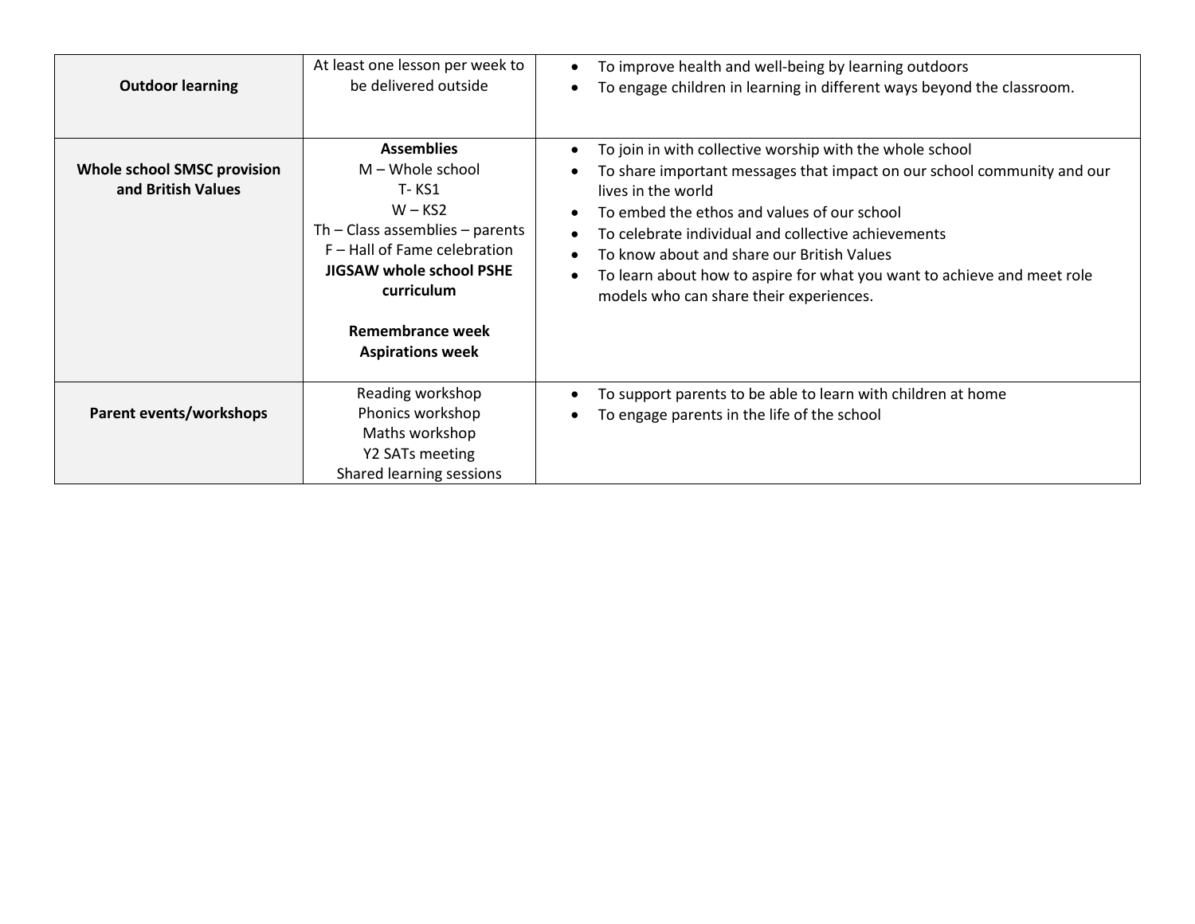| | | |
|---|---|---|
| **Outdoor learning** | At least one lesson per week to be delivered outside | • To improve health and well-being by learning outdoors<br>• To engage children in learning in different ways beyond the classroom. |
| **Whole school SMSC provision and British Values** | **Assemblies**<br>M – Whole school<br>T- KS1<br>W – KS2<br>Th – Class assemblies – parents<br>F – Hall of Fame celebration<br>**JIGSAW whole school PSHE curriculum**<br><br>**Remembrance week**<br>**Aspirations week** | • To join in with collective worship with the whole school<br>• To share important messages that impact on our school community and our lives in the world<br>• To embed the ethos and values of our school<br>• To celebrate individual and collective achievements<br>• To know about and share our British Values<br>• To learn about how to aspire for what you want to achieve and meet role models who can share their experiences. |
| **Parent events/workshops** | Reading workshop<br>Phonics workshop<br>Maths workshop<br>Y2 SATs meeting<br>Shared learning sessions | • To support parents to be able to learn with children at home<br>• To engage parents in the life of the school |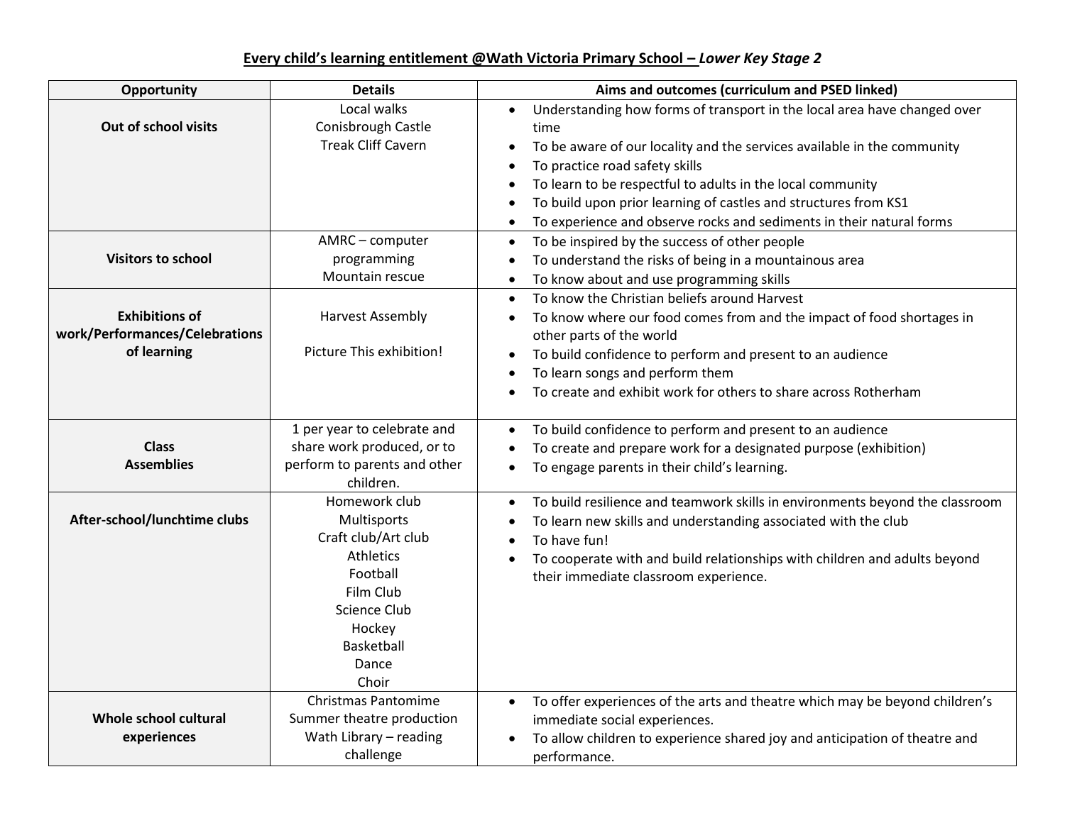# Every child's learning entitlement @Wath Victoria Primary School – *Lower Key Stage 2*

| Opportunity | Details | Aims and outcomes (curriculum and PSED linked) |
| --- | --- | --- |
| **Out of school visits** | Local walks<br>Conisbrough Castle<br>Treak Cliff Cavern | • Understanding how forms of transport in the local area have changed over time<br>• To be aware of our locality and the services available in the community<br>• To practice road safety skills<br>• To learn to be respectful to adults in the local community<br>• To build upon prior learning of castles and structures from KS1<br>• To experience and observe rocks and sediments in their natural forms |
| **Visitors to school** | AMRC – computer programming<br>Mountain rescue | • To be inspired by the success of other people<br>• To understand the risks of being in a mountainous area<br>• To know about and use programming skills |
| **Exhibitions of work/Performances/Celebrations of learning** | Harvest Assembly<br><br>Picture This exhibition! | • To know the Christian beliefs around Harvest<br>• To know where our food comes from and the impact of food shortages in other parts of the world<br>• To build confidence to perform and present to an audience<br>• To learn songs and perform them<br>• To create and exhibit work for others to share across Rotherham |
| **Class Assemblies** | 1 per year to celebrate and share work produced, or to perform to parents and other children. | • To build confidence to perform and present to an audience<br>• To create and prepare work for a designated purpose (exhibition)<br>• To engage parents in their child's learning. |
| **After-school/lunchtime clubs** | Homework club<br>Multisports<br>Craft club/Art club<br>Athletics<br>Football<br>Film Club<br>Science Club<br>Hockey<br>Basketball<br>Dance<br>Choir | • To build resilience and teamwork skills in environments beyond the classroom<br>• To learn new skills and understanding associated with the club<br>• To have fun!<br>• To cooperate with and build relationships with children and adults beyond their immediate classroom experience. |
| **Whole school cultural experiences** | Christmas Pantomime<br>Summer theatre production<br>Wath Library – reading challenge | • To offer experiences of the arts and theatre which may be beyond children's immediate social experiences.<br>• To allow children to experience shared joy and anticipation of theatre and performance. |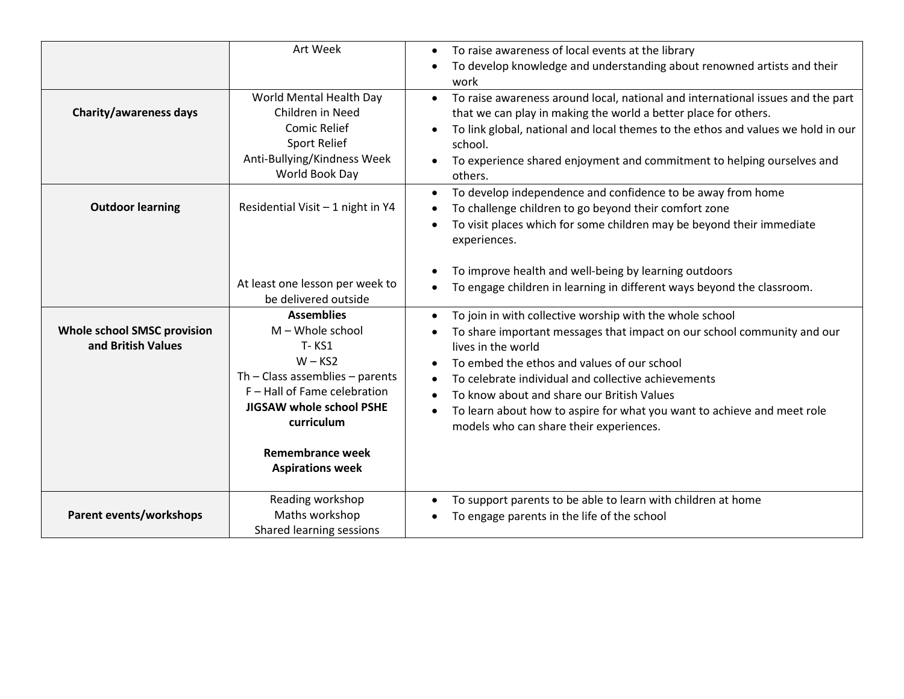| | | |
|---|---|---|
| | Art Week | • To raise awareness of local events at the library<br>• To develop knowledge and understanding about renowned artists and their work |
| **Charity/awareness days** | World Mental Health Day<br>Children in Need<br>Comic Relief<br>Sport Relief<br>Anti-Bullying/Kindness Week<br>World Book Day | • To raise awareness around local, national and international issues and the part that we can play in making the world a better place for others.<br>• To link global, national and local themes to the ethos and values we hold in our school.<br>• To experience shared enjoyment and commitment to helping ourselves and others. |
| **Outdoor learning** | Residential Visit – 1 night in Y4<br><br>At least one lesson per week to be delivered outside | • To develop independence and confidence to be away from home<br>• To challenge children to go beyond their comfort zone<br>• To visit places which for some children may be beyond their immediate experiences.<br><br>• To improve health and well-being by learning outdoors<br>• To engage children in learning in different ways beyond the classroom. |
| **Whole school SMSC provision and British Values** | **Assemblies**<br>M – Whole school<br>T- KS1<br>W – KS2<br>Th – Class assemblies – parents<br>F – Hall of Fame celebration<br>**JIGSAW whole school PSHE curriculum**<br><br>**Remembrance week**<br>**Aspirations week** | • To join in with collective worship with the whole school<br>• To share important messages that impact on our school community and our lives in the world<br>• To embed the ethos and values of our school<br>• To celebrate individual and collective achievements<br>• To know about and share our British Values<br>• To learn about how to aspire for what you want to achieve and meet role models who can share their experiences. |
| **Parent events/workshops** | Reading workshop<br>Maths workshop<br>Shared learning sessions | • To support parents to be able to learn with children at home<br>• To engage parents in the life of the school |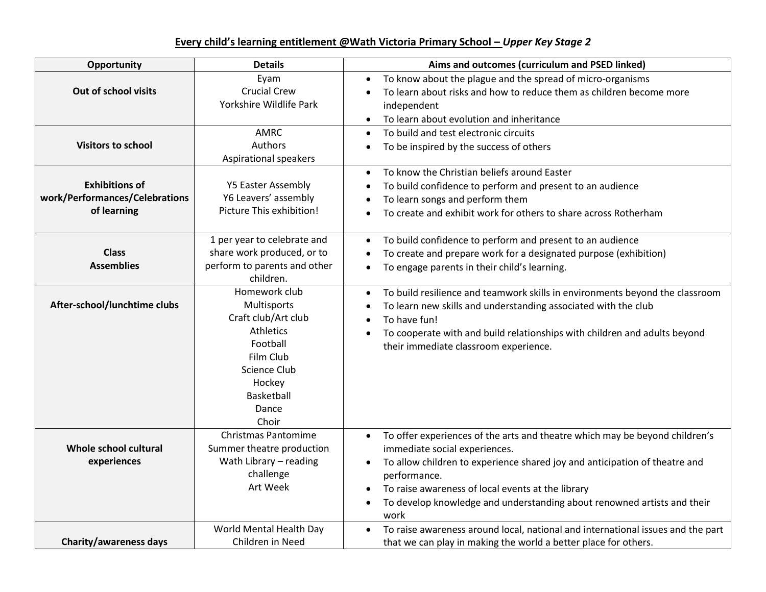**Every child's learning entitlement @Wath Victoria Primary School – *Upper Key Stage 2***

| Opportunity | Details | Aims and outcomes (curriculum and PSED linked) |
|---|---|---|
| **Out of school visits** | Eyam<br>Crucial Crew<br>Yorkshire Wildlife Park | • To know about the plague and the spread of micro-organisms<br>• To learn about risks and how to reduce them as children become more independent<br>• To learn about evolution and inheritance |
| **Visitors to school** | AMRC<br>Authors<br>Aspirational speakers | • To build and test electronic circuits<br>• To be inspired by the success of others |
| **Exhibitions of work/Performances/Celebrations of learning** | Y5 Easter Assembly<br>Y6 Leavers' assembly<br>Picture This exhibition! | • To know the Christian beliefs around Easter<br>• To build confidence to perform and present to an audience<br>• To learn songs and perform them<br>• To create and exhibit work for others to share across Rotherham |
| **Class Assemblies** | 1 per year to celebrate and share work produced, or to perform to parents and other children. | • To build confidence to perform and present to an audience<br>• To create and prepare work for a designated purpose (exhibition)<br>• To engage parents in their child's learning. |
| **After-school/lunchtime clubs** | Homework club<br>Multisports<br>Craft club/Art club<br>Athletics<br>Football<br>Film Club<br>Science Club<br>Hockey<br>Basketball<br>Dance<br>Choir | • To build resilience and teamwork skills in environments beyond the classroom<br>• To learn new skills and understanding associated with the club<br>• To have fun!<br>• To cooperate with and build relationships with children and adults beyond their immediate classroom experience. |
| **Whole school cultural experiences** | Christmas Pantomime<br>Summer theatre production<br>Wath Library – reading challenge<br>Art Week | • To offer experiences of the arts and theatre which may be beyond children's immediate social experiences.<br>• To allow children to experience shared joy and anticipation of theatre and performance.<br>• To raise awareness of local events at the library<br>• To develop knowledge and understanding about renowned artists and their work |
| **Charity/awareness days** | World Mental Health Day<br>Children in Need | • To raise awareness around local, national and international issues and the part that we can play in making the world a better place for others. |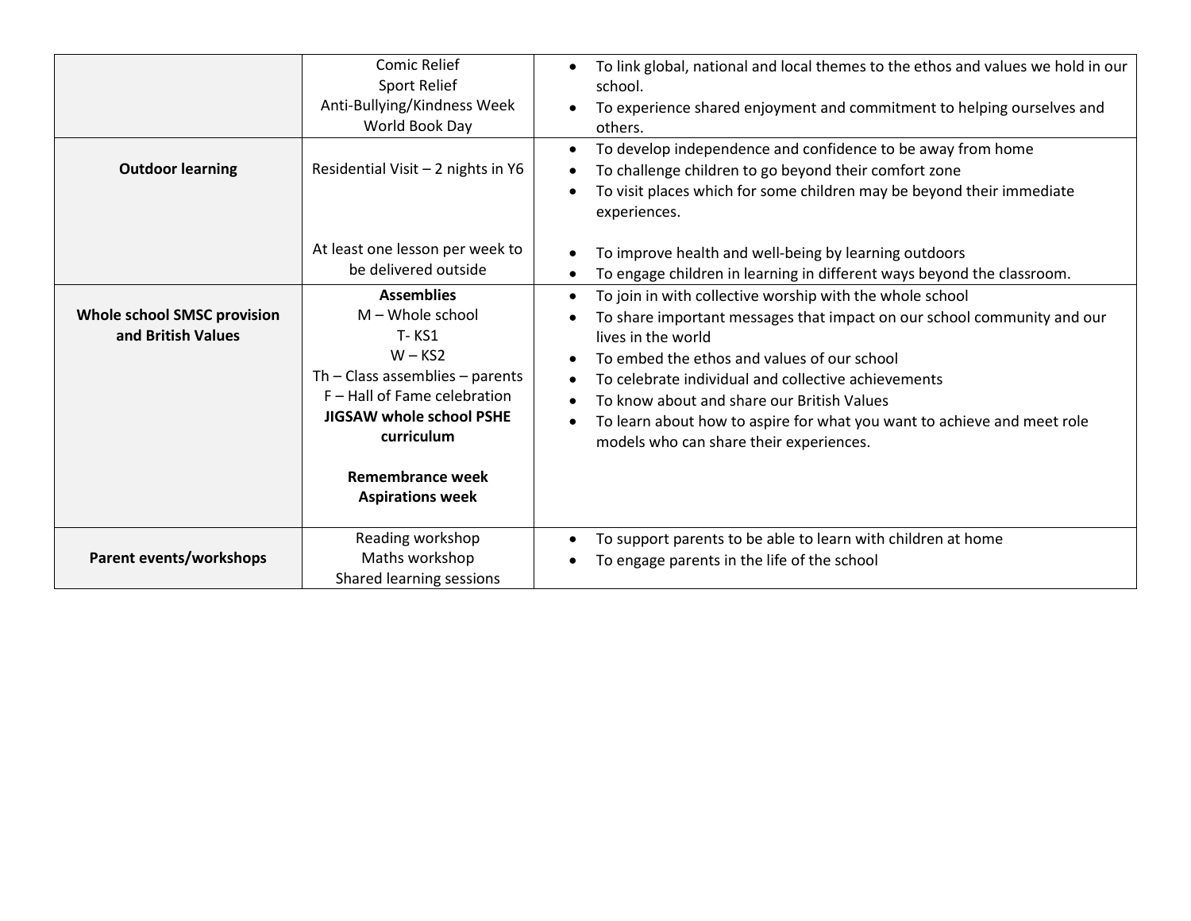| | | |
|---|---|---|
| | Comic Relief<br>Sport Relief<br>Anti-Bullying/Kindness Week<br>World Book Day | • To link global, national and local themes to the ethos and values we hold in our school.<br>• To experience shared enjoyment and commitment to helping ourselves and others. |
| **Outdoor learning** | Residential Visit – 2 nights in Y6<br><br>At least one lesson per week to be delivered outside | • To develop independence and confidence to be away from home<br>• To challenge children to go beyond their comfort zone<br>• To visit places which for some children may be beyond their immediate experiences.<br><br>• To improve health and well-being by learning outdoors<br>• To engage children in learning in different ways beyond the classroom. |
| **Whole school SMSC provision and British Values** | **Assemblies**<br>M – Whole school<br>T- KS1<br>W – KS2<br>Th – Class assemblies – parents<br>F – Hall of Fame celebration<br>**JIGSAW whole school PSHE curriculum**<br><br>**Remembrance week**<br>**Aspirations week** | • To join in with collective worship with the whole school<br>• To share important messages that impact on our school community and our lives in the world<br>• To embed the ethos and values of our school<br>• To celebrate individual and collective achievements<br>• To know about and share our British Values<br>• To learn about how to aspire for what you want to achieve and meet role models who can share their experiences. |
| **Parent events/workshops** | Reading workshop<br>Maths workshop<br>Shared learning sessions | • To support parents to be able to learn with children at home<br>• To engage parents in the life of the school |